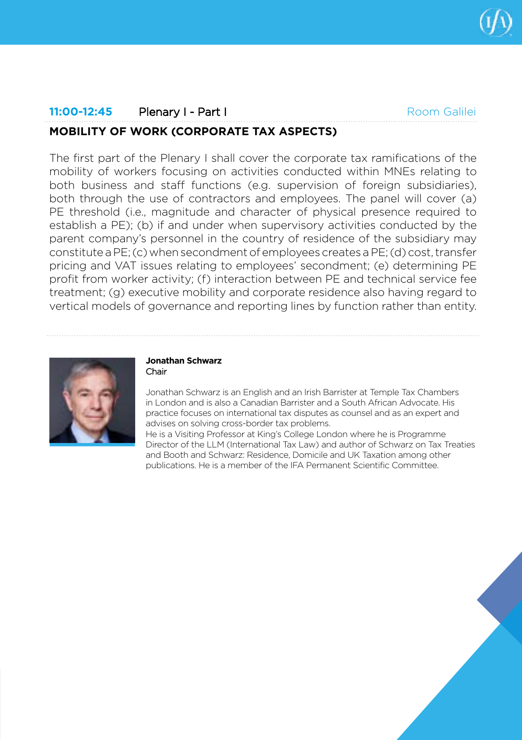**11:00-12:45** Plenary I - Part I Room Galilei

## MOBILITY OF WORK (CORPORATE TAX ASPECTS)

The first part of the Plenary I shall cover the corporate tax ramifications of the mobility of workers focusing on activities conducted within MNEs relating to both business and staff functions (e.g. supervision of foreign subsidiaries), both through the use of contractors and employees. The panel will cover (a) PE threshold (i.e., magnitude and character of physical presence required to establish a PE); (b) if and under when supervisory activities conducted by the parent company's personnel in the country of residence of the subsidiary may constitute a PE; (c) when secondment of employees creates a PE; (d) cost, transfer pricing and VAT issues relating to employees' secondment; (e) determining PE profit from worker activity; (f) interaction between PE and technical service fee treatment; (g) executive mobility and corporate residence also having regard to vertical models of governance and reporting lines by function rather than entity.

**Jonathan Schwarz**
Chair

Jonathan Schwarz is an English and an Irish Barrister at Temple Tax Chambers in London and is also a Canadian Barrister and a South African Advocate. His practice focuses on international tax disputes as counsel and as an expert and advises on solving cross-border tax problems.
He is a Visiting Professor at King's College London where he is Programme Director of the LLM (International Tax Law) and author of Schwarz on Tax Treaties and Booth and Schwarz: Residence, Domicile and UK Taxation among other publications. He is a member of the IFA Permanent Scientific Committee.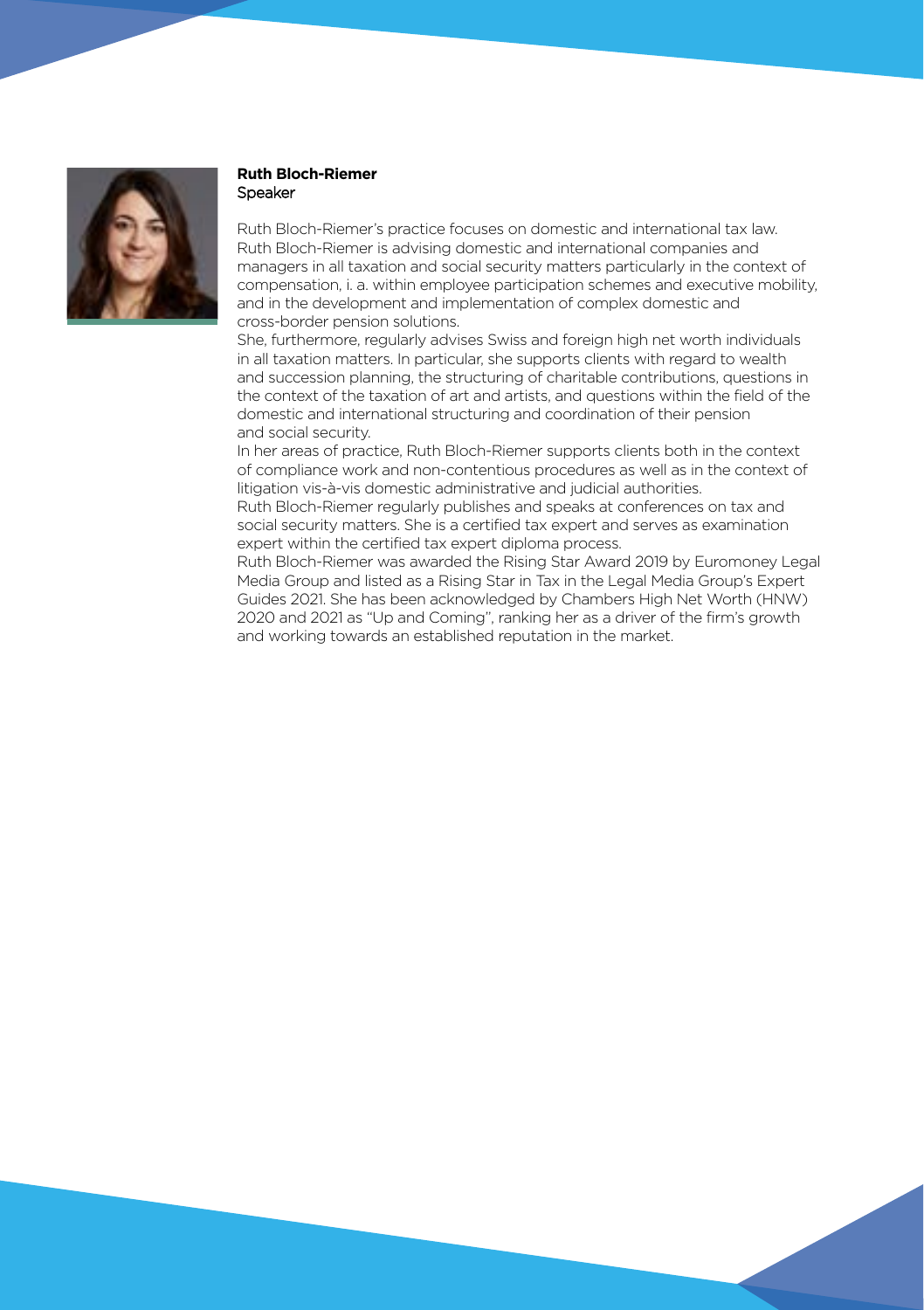**Ruth Bloch-Riemer**
Speaker

Ruth Bloch-Riemer's practice focuses on domestic and international tax law. Ruth Bloch-Riemer is advising domestic and international companies and managers in all taxation and social security matters particularly in the context of compensation, i. a. within employee participation schemes and executive mobility, and in the development and implementation of complex domestic and cross-border pension solutions.

She, furthermore, regularly advises Swiss and foreign high net worth individuals in all taxation matters. In particular, she supports clients with regard to wealth and succession planning, the structuring of charitable contributions, questions in the context of the taxation of art and artists, and questions within the field of the domestic and international structuring and coordination of their pension and social security.

In her areas of practice, Ruth Bloch-Riemer supports clients both in the context of compliance work and non-contentious procedures as well as in the context of litigation vis-à-vis domestic administrative and judicial authorities.

Ruth Bloch-Riemer regularly publishes and speaks at conferences on tax and social security matters. She is a certified tax expert and serves as examination expert within the certified tax expert diploma process.

Ruth Bloch-Riemer was awarded the Rising Star Award 2019 by Euromoney Legal Media Group and listed as a Rising Star in Tax in the Legal Media Group's Expert Guides 2021. She has been acknowledged by Chambers High Net Worth (HNW) 2020 and 2021 as "Up and Coming", ranking her as a driver of the firm's growth and working towards an established reputation in the market.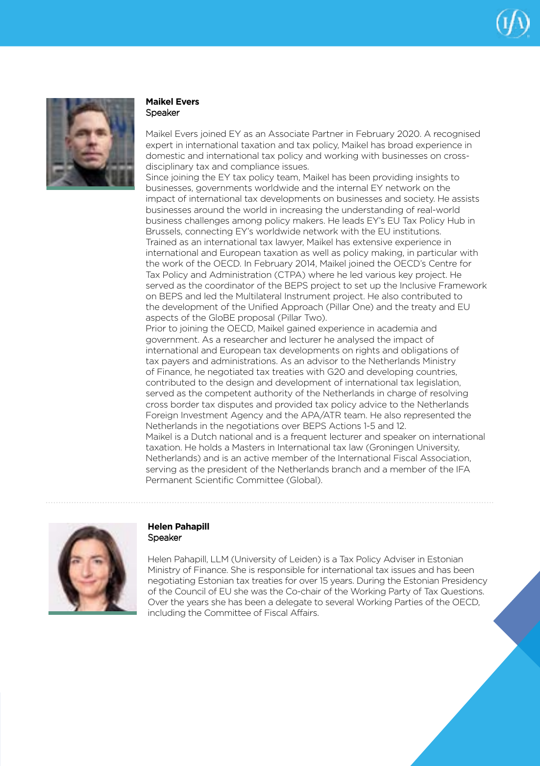**Maikel Evers**
Speaker

Maikel Evers joined EY as an Associate Partner in February 2020. A recognised expert in international taxation and tax policy, Maikel has broad experience in domestic and international tax policy and working with businesses on cross-disciplinary tax and compliance issues.
Since joining the EY tax policy team, Maikel has been providing insights to businesses, governments worldwide and the internal EY network on the impact of international tax developments on businesses and society. He assists businesses around the world in increasing the understanding of real-world business challenges among policy makers. He leads EY's EU Tax Policy Hub in Brussels, connecting EY's worldwide network with the EU institutions.
Trained as an international tax lawyer, Maikel has extensive experience in international and European taxation as well as policy making, in particular with the work of the OECD. In February 2014, Maikel joined the OECD's Centre for Tax Policy and Administration (CTPA) where he led various key project. He served as the coordinator of the BEPS project to set up the Inclusive Framework on BEPS and led the Multilateral Instrument project. He also contributed to the development of the Unified Approach (Pillar One) and the treaty and EU aspects of the GloBE proposal (Pillar Two).
Prior to joining the OECD, Maikel gained experience in academia and government. As a researcher and lecturer he analysed the impact of international and European tax developments on rights and obligations of tax payers and administrations. As an advisor to the Netherlands Ministry of Finance, he negotiated tax treaties with G20 and developing countries, contributed to the design and development of international tax legislation, served as the competent authority of the Netherlands in charge of resolving cross border tax disputes and provided tax policy advice to the Netherlands Foreign Investment Agency and the APA/ATR team. He also represented the Netherlands in the negotiations over BEPS Actions 1-5 and 12.
Maikel is a Dutch national and is a frequent lecturer and speaker on international taxation. He holds a Masters in International tax law (Groningen University, Netherlands) and is an active member of the International Fiscal Association, serving as the president of the Netherlands branch and a member of the IFA Permanent Scientific Committee (Global).

---

**Helen Pahapill**
Speaker

Helen Pahapill, LLM (University of Leiden) is a Tax Policy Adviser in Estonian Ministry of Finance. She is responsible for international tax issues and has been negotiating Estonian tax treaties for over 15 years. During the Estonian Presidency of the Council of EU she was the Co-chair of the Working Party of Tax Questions. Over the years she has been a delegate to several Working Parties of the OECD, including the Committee of Fiscal Affairs.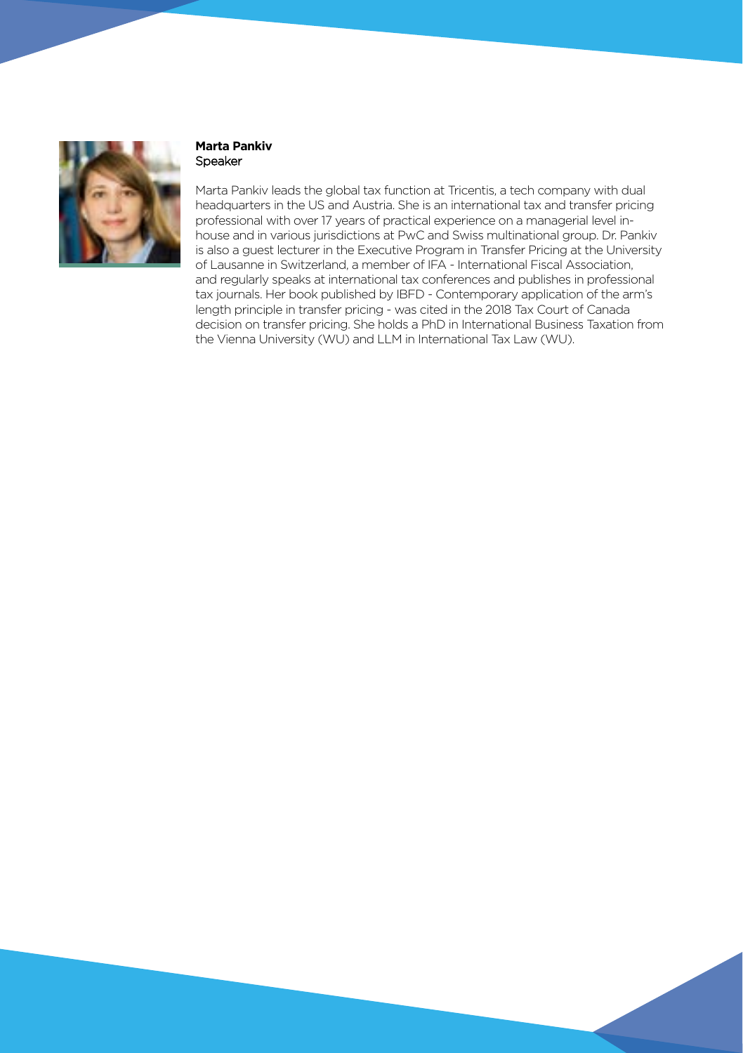**Marta Pankiv**
Speaker

Marta Pankiv leads the global tax function at Tricentis, a tech company with dual headquarters in the US and Austria. She is an international tax and transfer pricing professional with over 17 years of practical experience on a managerial level in-house and in various jurisdictions at PwC and Swiss multinational group. Dr. Pankiv is also a guest lecturer in the Executive Program in Transfer Pricing at the University of Lausanne in Switzerland, a member of IFA - International Fiscal Association, and regularly speaks at international tax conferences and publishes in professional tax journals. Her book published by IBFD - Contemporary application of the arm's length principle in transfer pricing - was cited in the 2018 Tax Court of Canada decision on transfer pricing. She holds a PhD in International Business Taxation from the Vienna University (WU) and LLM in International Tax Law (WU).